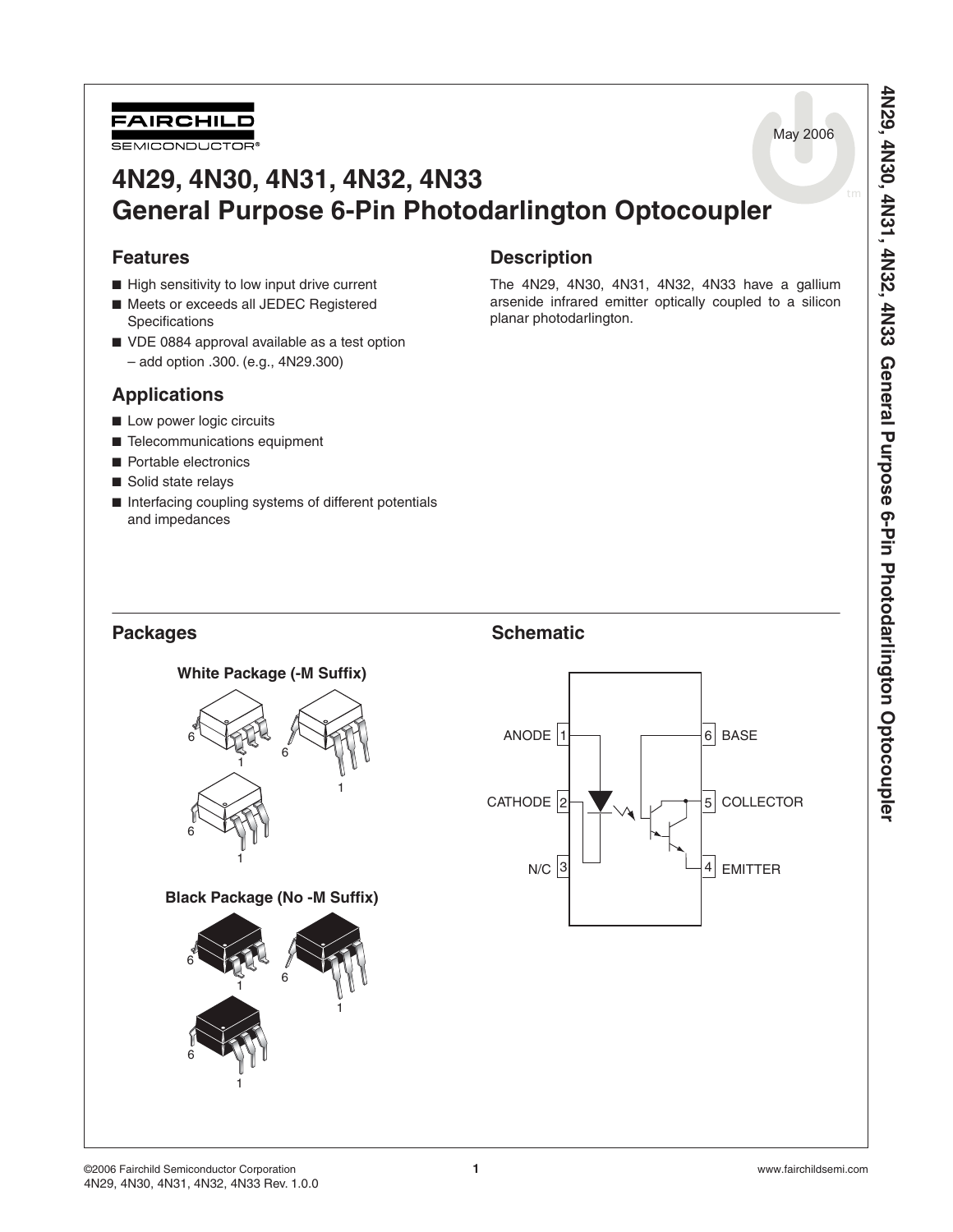FAIRCHILD SEMICONDUCTOR®

May 2006

# 4N29, 4N30, 4N31, 4N32, 4N33 General Purpose 6-Pin Photodarlington Optocoupler

## Features

- High sensitivity to low input drive current
- Meets or exceeds all JEDEC Registered Specifications
- VDE 0884 approval available as a test option – add option .300. (e.g., 4N29.300)

## Applications

- Low power logic circuits
- Telecommunications equipment
- Portable electronics
- Solid state relays
- Interfacing coupling systems of different potentials and impedances

## Description

The 4N29, 4N30, 4N31, 4N32, 4N33 have a gallium arsenide infrared emitter optically coupled to a silicon planar photodarlington.

## Packages

**White Package (-M Suffix)**

**Black Package (No -M Suffix)**

## Schematic

ANODE 1 | 6 BASE

CATHODE 2 | 5 COLLECTOR

N/C 3 | 4 EMITTER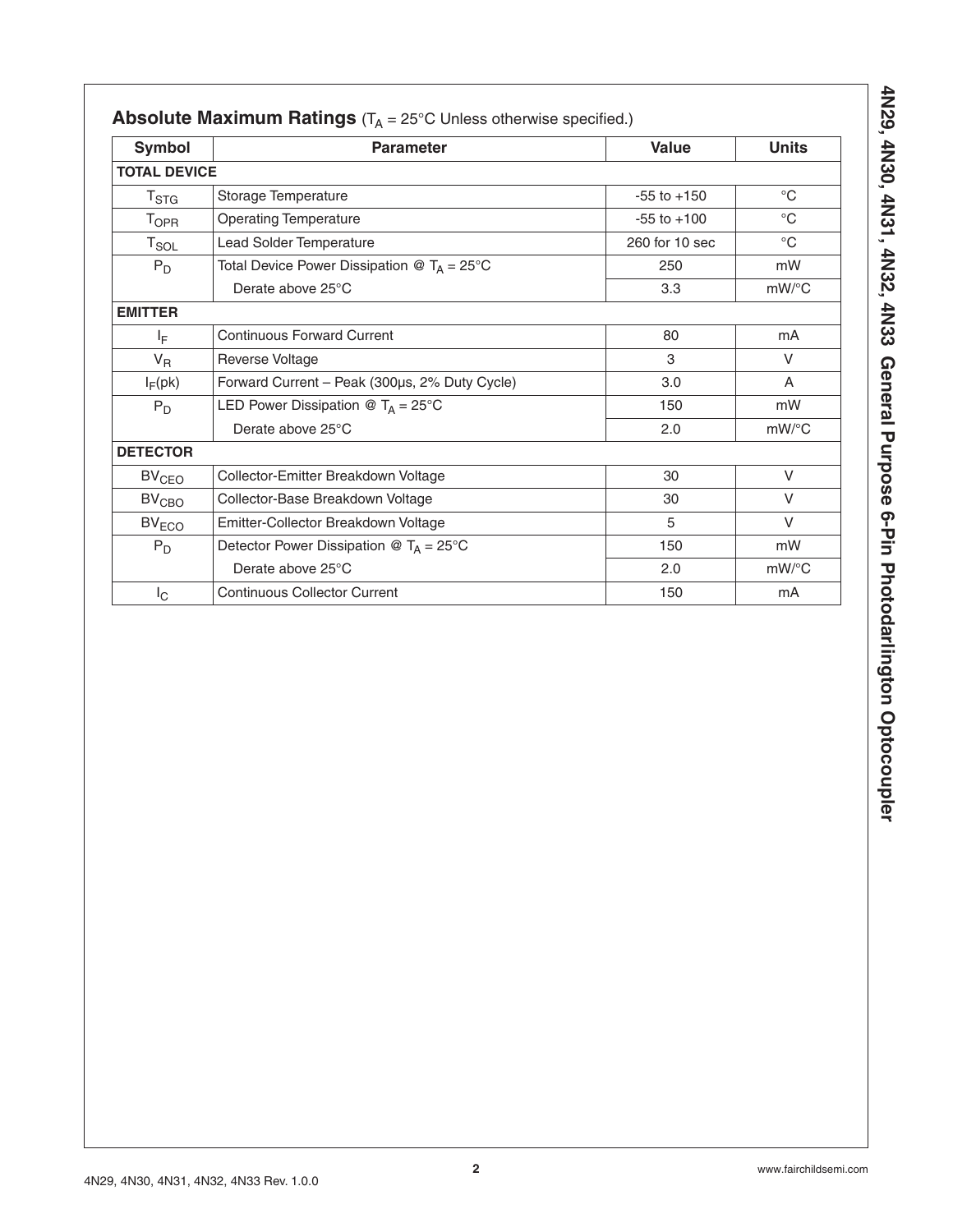## Absolute Maximum Ratings ($T_A$ = 25°C Unless otherwise specified.)

| Symbol | Parameter | Value | Units |
|---|---|---|---|
| **TOTAL DEVICE** | | | |
| $T_{STG}$ | Storage Temperature | -55 to +150 | °C |
| $T_{OPR}$ | Operating Temperature | -55 to +100 | °C |
| $T_{SOL}$ | Lead Solder Temperature | 260 for 10 sec | °C |
| $P_D$ | Total Device Power Dissipation @ $T_A$ = 25°C | 250 | mW |
| | Derate above 25°C | 3.3 | mW/°C |
| **EMITTER** | | | |
| $I_F$ | Continuous Forward Current | 80 | mA |
| $V_R$ | Reverse Voltage | 3 | V |
| $I_F$(pk) | Forward Current – Peak (300µs, 2% Duty Cycle) | 3.0 | A |
| $P_D$ | LED Power Dissipation @ $T_A$ = 25°C | 150 | mW |
| | Derate above 25°C | 2.0 | mW/°C |
| **DETECTOR** | | | |
| $BV_{CEO}$ | Collector-Emitter Breakdown Voltage | 30 | V |
| $BV_{CBO}$ | Collector-Base Breakdown Voltage | 30 | V |
| $BV_{ECO}$ | Emitter-Collector Breakdown Voltage | 5 | V |
| $P_D$ | Detector Power Dissipation @ $T_A$ = 25°C | 150 | mW |
| | Derate above 25°C | 2.0 | mW/°C |
| $I_C$ | Continuous Collector Current | 150 | mA |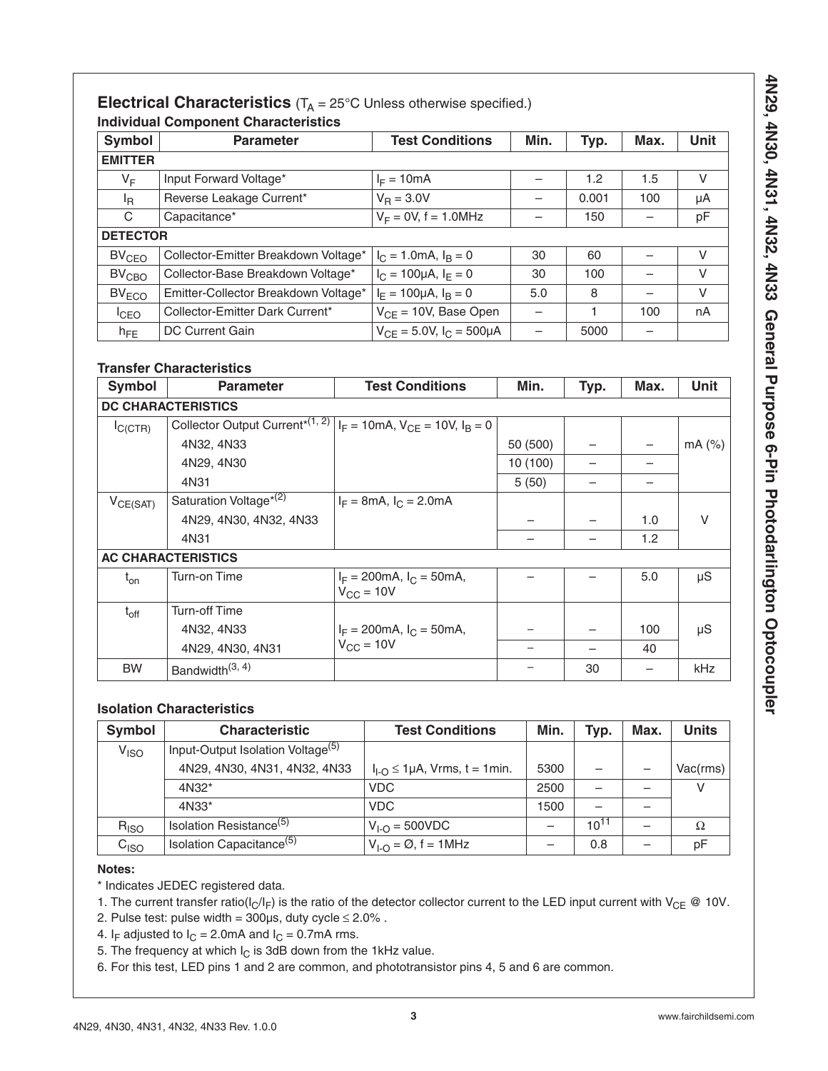## Electrical Characteristics ($T_A$ = 25°C Unless otherwise specified.)

### Individual Component Characteristics

| Symbol | Parameter | Test Conditions | Min. | Typ. | Max. | Unit |
|---|---|---|---|---|---|---|
| **EMITTER** | | | | | | |
| $V_F$ | Input Forward Voltage* | $I_F$ = 10mA | – | 1.2 | 1.5 | V |
| $I_R$ | Reverse Leakage Current* | $V_R$ = 3.0V | – | 0.001 | 100 | µA |
| C | Capacitance* | $V_F$ = 0V, f = 1.0MHz | – | 150 | – | pF |
| **DETECTOR** | | | | | | |
| $BV_{CEO}$ | Collector-Emitter Breakdown Voltage* | $I_C$ = 1.0mA, $I_B$ = 0 | 30 | 60 | – | V |
| $BV_{CBO}$ | Collector-Base Breakdown Voltage* | $I_C$ = 100µA, $I_E$ = 0 | 30 | 100 | – | V |
| $BV_{ECO}$ | Emitter-Collector Breakdown Voltage* | $I_E$ = 100µA, $I_B$ = 0 | 5.0 | 8 | – | V |
| $I_{CEO}$ | Collector-Emitter Dark Current* | $V_{CE}$ = 10V, Base Open | – | 1 | 100 | nA |
| $h_{FE}$ | DC Current Gain | $V_{CE}$ = 5.0V, $I_C$ = 500µA | – | 5000 | – | |

### Transfer Characteristics

| Symbol | Parameter | Test Conditions | Min. | Typ. | Max. | Unit |
|---|---|---|---|---|---|---|
| **DC CHARACTERISTICS** | | | | | | |
| $I_{C(CTR)}$ | Collector Output Current*(1, 2) | $I_F$ = 10mA, $V_{CE}$ = 10V, $I_B$ = 0 | | | | mA (%) |
| | 4N32, 4N33 | | 50 (500) | – | – | |
| | 4N29, 4N30 | | 10 (100) | – | – | |
| | 4N31 | | 5 (50) | – | – | |
| $V_{CE(SAT)}$ | Saturation Voltage*(2) | $I_F$ = 8mA, $I_C$ = 2.0mA | | | | V |
| | 4N29, 4N30, 4N32, 4N33 | | – | – | 1.0 | |
| | 4N31 | | – | – | 1.2 | |
| **AC CHARACTERISTICS** | | | | | | |
| $t_{on}$ | Turn-on Time | $I_F$ = 200mA, $I_C$ = 50mA, $V_{CC}$ = 10V | – | – | 5.0 | µS |
| $t_{off}$ | Turn-off Time | | | | | µS |
| | 4N32, 4N33 | $I_F$ = 200mA, $I_C$ = 50mA, $V_{CC}$ = 10V | – | – | 100 | |
| | 4N29, 4N30, 4N31 | | – | – | 40 | |
| BW | Bandwidth(3, 4) | | – | 30 | – | kHz |

### Isolation Characteristics

| Symbol | Characteristic | Test Conditions | Min. | Typ. | Max. | Units |
|---|---|---|---|---|---|---|
| $V_{ISO}$ | Input-Output Isolation Voltage(5) | | | | | |
| | 4N29, 4N30, 4N31, 4N32, 4N33 | $I_{I-O}$ ≤ 1µA, Vrms, t = 1min. | 5300 | – | – | Vac(rms) |
| | 4N32* | VDC | 2500 | – | – | V |
| | 4N33* | VDC | 1500 | – | – | |
| $R_{ISO}$ | Isolation Resistance(5) | $V_{I-O}$ = 500VDC | – | $10^{11}$ | – | Ω |
| $C_{ISO}$ | Isolation Capacitance(5) | $V_{I-O}$ = Ø, f = 1MHz | – | 0.8 | – | pF |

**Notes:**

* Indicates JEDEC registered data.

1. The current transfer ratio($I_C/I_F$) is the ratio of the detector collector current to the LED input current with $V_{CE}$ @ 10V.
2. Pulse test: pulse width = 300µs, duty cycle ≤ 2.0% .
4. $I_F$ adjusted to $I_C$ = 2.0mA and $I_C$ = 0.7mA rms.
5. The frequency at which $I_C$ is 3dB down from the 1kHz value.
6. For this test, LED pins 1 and 2 are common, and phototransistor pins 4, 5 and 6 are common.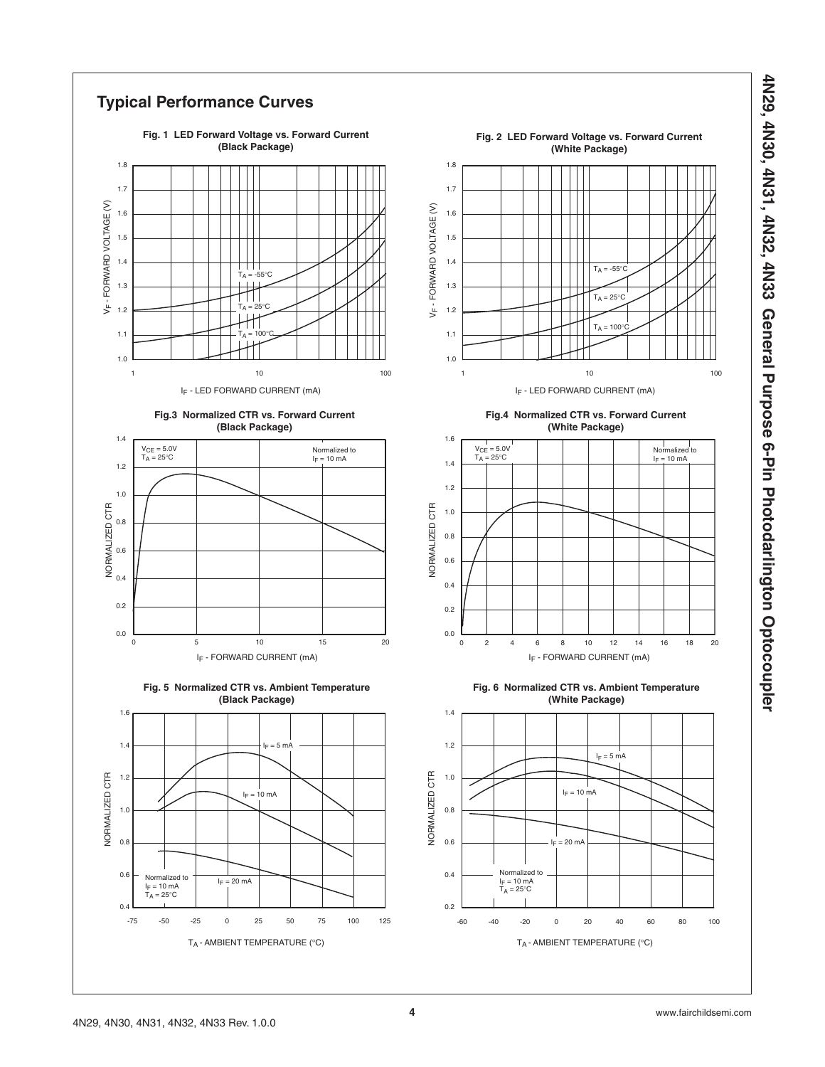## Typical Performance Curves

**Fig. 1 LED Forward Voltage vs. Forward Current (Black Package)**

**Fig. 2 LED Forward Voltage vs. Forward Current (White Package)**

**Fig.3 Normalized CTR vs. Forward Current (Black Package)**

**Fig.4 Normalized CTR vs. Forward Current (White Package)**

**Fig. 5 Normalized CTR vs. Ambient Temperature (Black Package)**

**Fig. 6 Normalized CTR vs. Ambient Temperature (White Package)**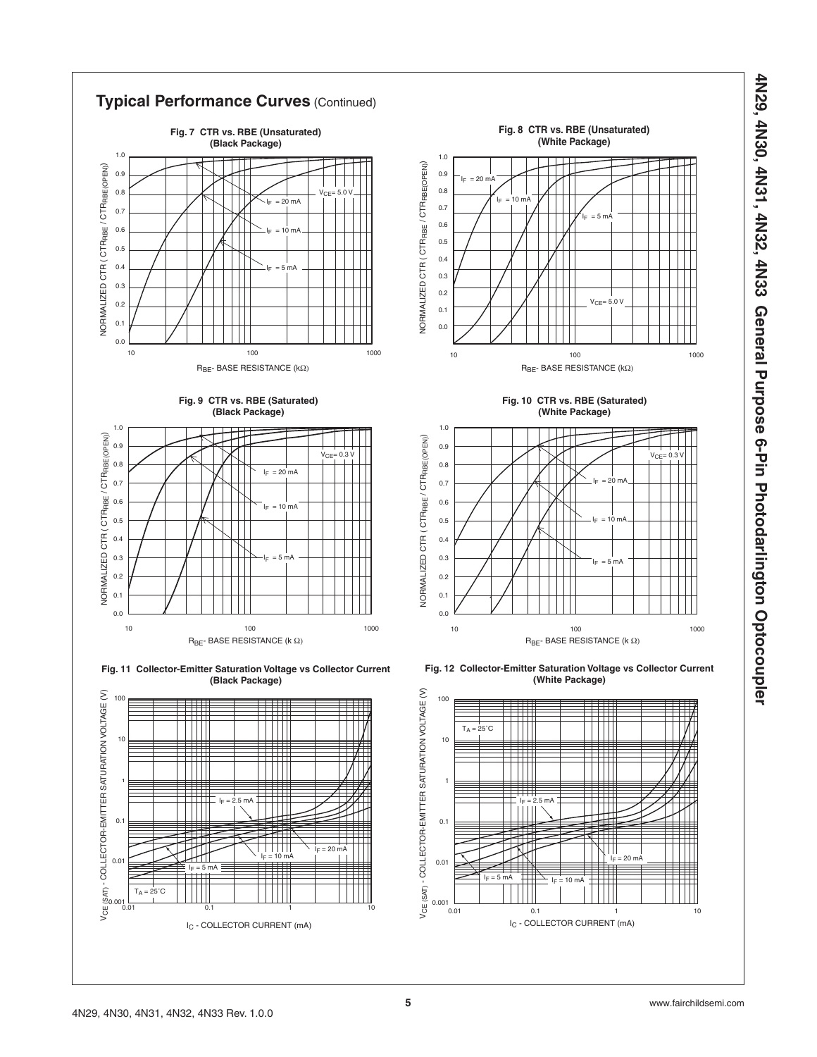## Typical Performance Curves (Continued)

**Fig. 7 CTR vs. RBE (Unsaturated) (Black Package)**

NORMALIZED CTR ( $CTR_{RBE}$ / $CTR_{RBE(OPEN)}$)

$V_{CE}$= 5.0 V

$I_F$ = 20 mA

$I_F$ = 10 mA

$I_F$ = 5 mA

$R_{BE}$- BASE RESISTANCE (kΩ)

**Fig. 8 CTR vs. RBE (Unsaturated) (White Package)**

NORMALIZED CTR ( $CTR_{RBE}$ / $CTR_{RBE(OPEN)}$)

$I_F$ = 20 mA

$I_F$ = 10 mA

$I_F$ = 5 mA

$V_{CE}$= 5.0 V

$R_{BE}$- BASE RESISTANCE (kΩ)

**Fig. 9 CTR vs. RBE (Saturated) (Black Package)**

NORMALIZED CTR ( $CTR_{RBE}$ / $CTR_{RBE(OPEN)}$)

$V_{CE}$= 0.3 V

$I_F$ = 20 mA

$I_F$ = 10 mA

$I_F$ = 5 mA

$R_{BE}$- BASE RESISTANCE (k Ω)

**Fig. 10 CTR vs. RBE (Saturated) (White Package)**

NORMALIZED CTR ( $CTR_{RBE}$ / $CTR_{RBE(OPEN)}$)

$V_{CE}$= 0.3 V

$I_F$ = 20 mA

$I_F$ = 10 mA

$I_F$ = 5 mA

$R_{BE}$- BASE RESISTANCE (k Ω)

**Fig. 11 Collector-Emitter Saturation Voltage vs Collector Current (Black Package)**

$V_{CE(SAT)}$ - COLLECTOR-EMITTER SATURATION VOLTAGE (V)

$I_F$ = 2.5 mA

$I_F$ = 20 mA

$I_F$ = 10 mA

$I_F$ = 5 mA

$T_A$ = 25°C

$I_C$ - COLLECTOR CURRENT (mA)

**Fig. 12 Collector-Emitter Saturation Voltage vs Collector Current (White Package)**

$V_{CE(SAT)}$ - COLLECTOR-EMITTER SATURATION VOLTAGE (V)

$T_A$ = 25°C

$I_F$ = 2.5 mA

$I_F$ = 20 mA

$I_F$ = 5 mA

$I_F$ = 10 mA

$I_C$ - COLLECTOR CURRENT (mA)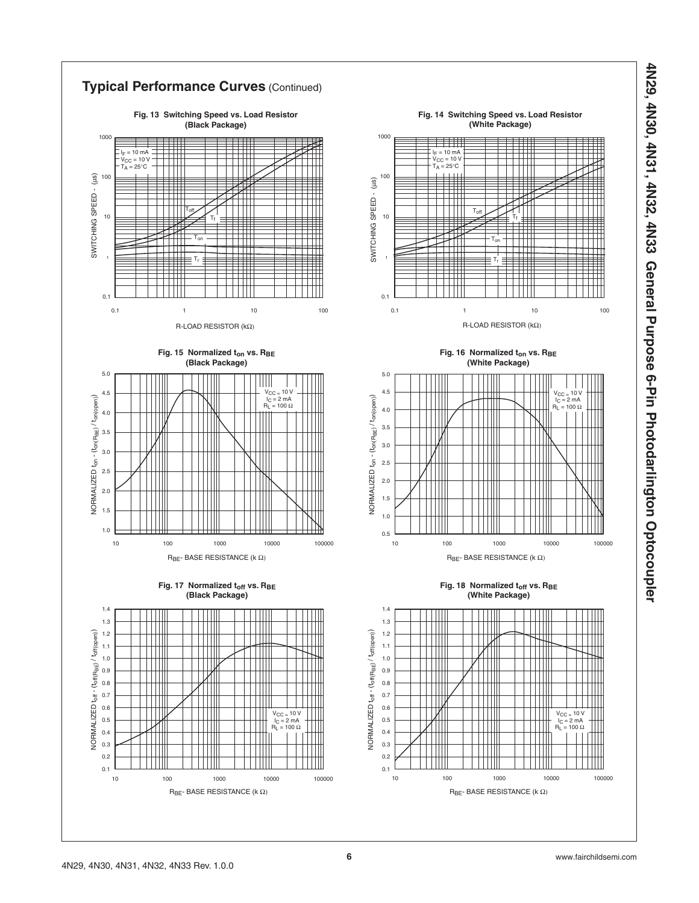## Typical Performance Curves (Continued)

**Fig. 13 Switching Speed vs. Load Resistor (Black Package)**

$I_F$ = 10 mA
$V_{CC}$ = 10 V
$T_A$ = 25°C

SWITCHING SPEED - (µs)

R-LOAD RESISTOR (kΩ)

**Fig. 14 Switching Speed vs. Load Resistor (White Package)**

$I_F$ = 10 mA
$V_{CC}$ = 10 V
$T_A$ = 25°C

SWITCHING SPEED - (µs)

R-LOAD RESISTOR (kΩ)

**Fig. 15 Normalized $t_{on}$ vs. $R_{BE}$ (Black Package)**

$V_{CC}$ = 10 V
$I_C$ = 2 mA
$R_L$ = 100 Ω

NORMALIZED $t_{on}$ - $(t_{on(R_{BE})} / t_{on(open)})$

$R_{BE}$- BASE RESISTANCE (k Ω)

**Fig. 16 Normalized $t_{on}$ vs. $R_{BE}$ (White Package)**

$V_{CC}$ = 10 V
$I_C$ = 2 mA
$R_L$ = 100 Ω

NORMALIZED $t_{on}$ - $(t_{on(R_{BE})} / t_{on(open)})$

$R_{BE}$- BASE RESISTANCE (k Ω)

**Fig. 17 Normalized $t_{off}$ vs. $R_{BE}$ (Black Package)**

$V_{CC}$ = 10 V
$I_C$ = 2 mA
$R_L$ = 100 Ω

NORMALIZED $t_{off}$ - $(t_{off(R_{BE})} / t_{off(open)})$

$R_{BE}$- BASE RESISTANCE (k Ω)

**Fig. 18 Normalized $t_{off}$ vs. $R_{BE}$ (White Package)**

$V_{CC}$ = 10 V
$I_C$ = 2 mA
$R_L$ = 100 Ω

NORMALIZED $t_{off}$ - $(t_{off(R_{BE})} / t_{off(open)})$

$R_{BE}$- BASE RESISTANCE (k Ω)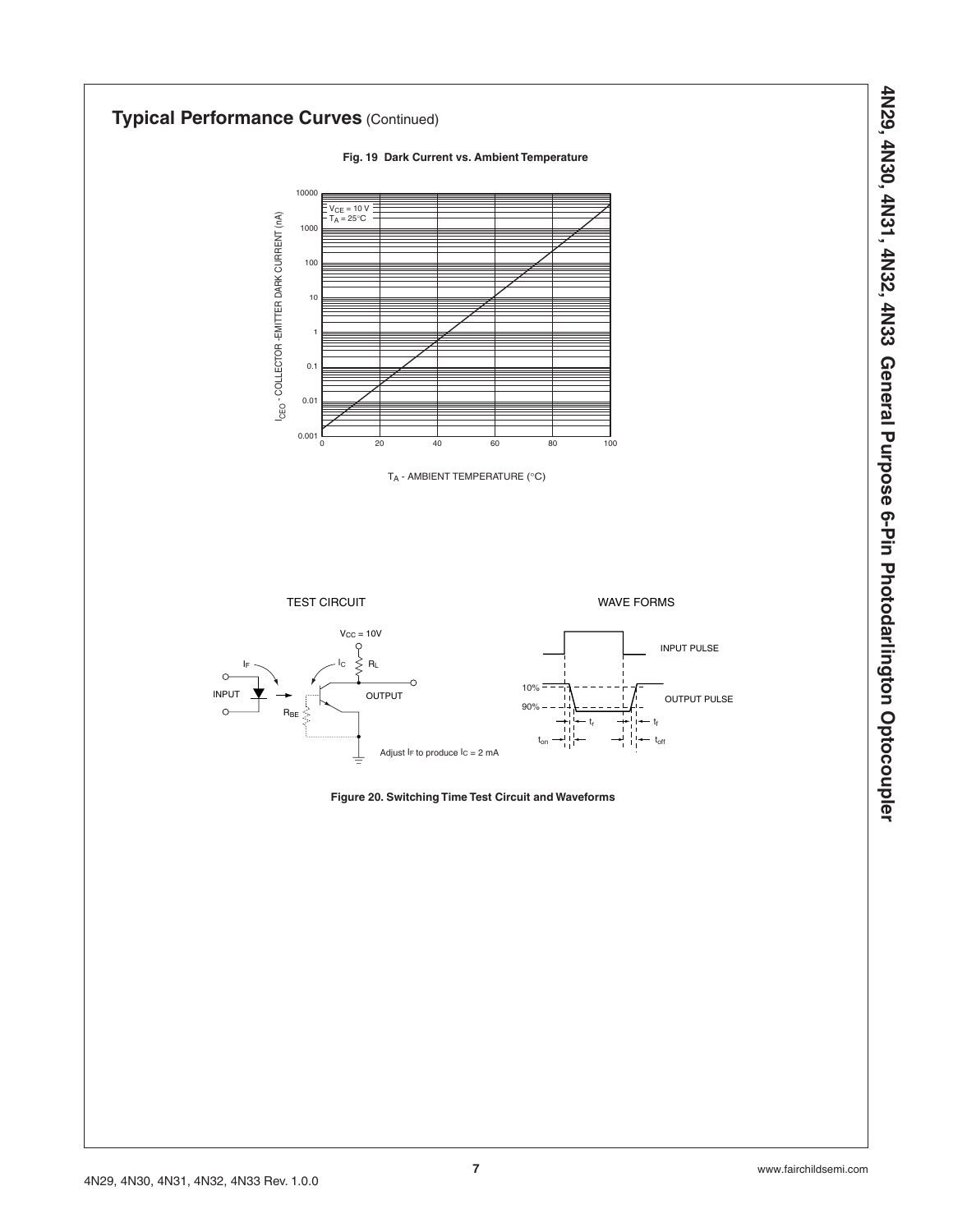## Typical Performance Curves (Continued)

**Fig. 19 Dark Current vs. Ambient Temperature**

$V_{CE}$ = 10 V
$T_A$ = 25°C

$I_{CEO}$ - COLLECTOR -EMITTER DARK CURRENT (nA)

$T_A$ - AMBIENT TEMPERATURE (°C)

TEST CIRCUIT

$V_{CC}$ = 10V

$I_F$ $I_C$ $R_L$

INPUT OUTPUT

$R_{BE}$

Adjust $I_F$ to produce $I_C$ = 2 mA

WAVE FORMS

INPUT PULSE

OUTPUT PULSE

10%

90%

$t_r$ $t_f$

$t_{on}$ $t_{off}$

**Figure 20. Switching Time Test Circuit and Waveforms**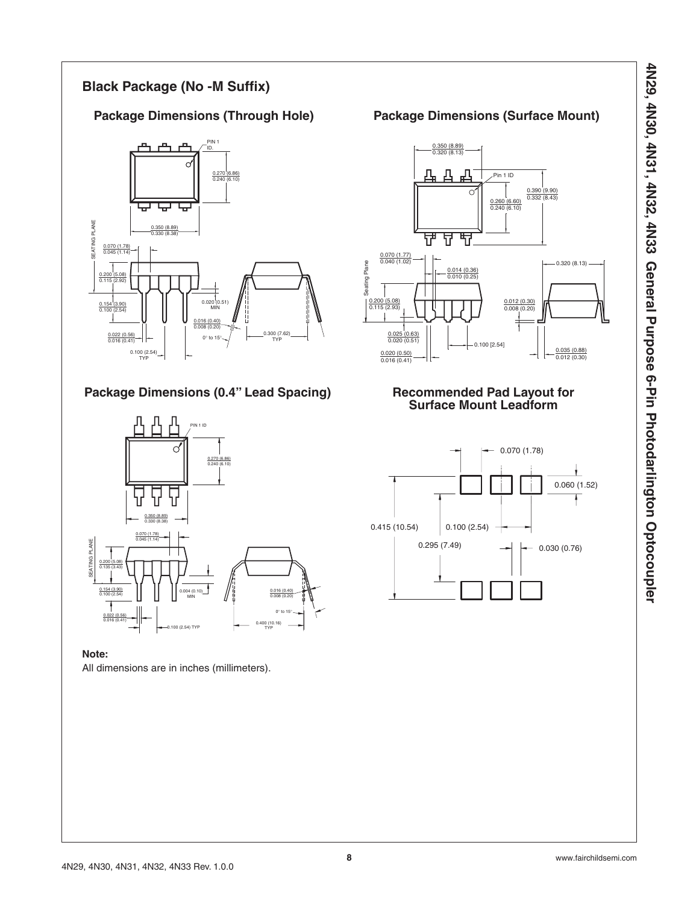## Black Package (No -M Suffix)

### Package Dimensions (Through Hole)

### Package Dimensions (Surface Mount)

### Package Dimensions (0.4" Lead Spacing)

### Recommended Pad Layout for Surface Mount Leadform

**Note:**

All dimensions are in inches (millimeters).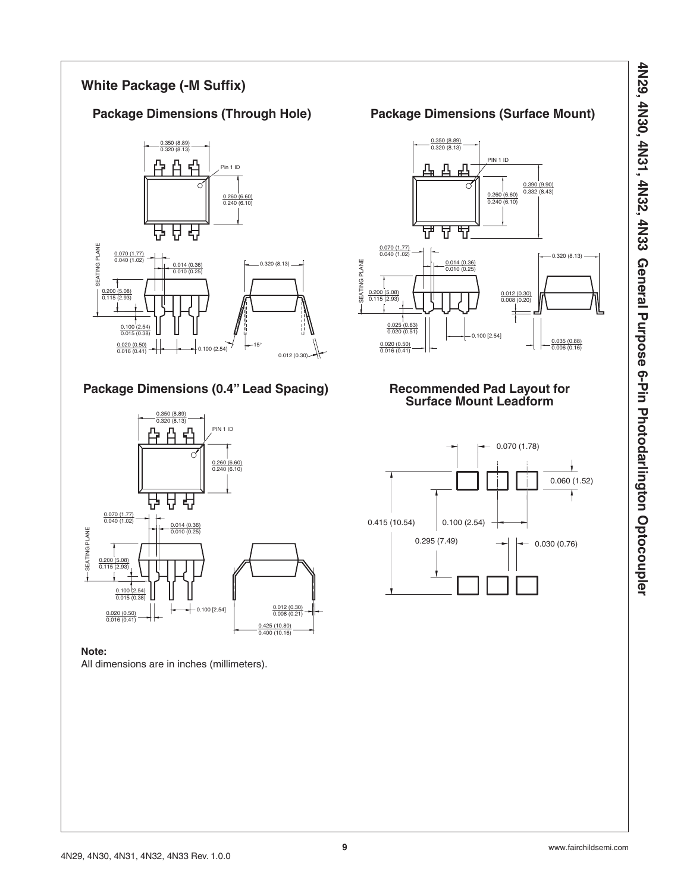## White Package (-M Suffix)

### Package Dimensions (Through Hole)

0.350 (8.89)
0.320 (8.13)

Pin 1 ID

0.260 (6.60)
0.240 (6.10)

SEATING PLANE

0.070 (1.77)
0.040 (1.02)

0.014 (0.36)
0.010 (0.25)

0.320 (8.13)

0.200 (5.08)
0.115 (2.93)

0.100 (2.54)
0.015 (0.38)

0.020 (0.50)
0.016 (0.41)

0.100 (2.54)

15°

0.012 (0.30)

### Package Dimensions (Surface Mount)

0.350 (8.89)
0.320 (8.13)

PIN 1 ID

0.390 (9.90)
0.332 (8.43)

0.260 (6.60)
0.240 (6.10)

0.070 (1.77)
0.040 (1.02)

0.014 (0.36)
0.010 (0.25)

0.320 (8.13)

SEATING PLANE

0.200 (5.08)
0.115 (2.93)

0.012 (0.30)
0.008 (0.20)

0.025 (0.63)
0.020 (0.51)

0.100 [2.54]

0.020 (0.50)
0.016 (0.41)

0.035 (0.88)
0.006 (0.16)

### Package Dimensions (0.4" Lead Spacing)

0.350 (8.89)
0.320 (8.13)

PIN 1 ID

0.260 (6.60)
0.240 (6.10)

0.070 (1.77)
0.040 (1.02)

0.014 (0.36)
0.010 (0.25)

SEATING PLANE

0.200 (5.08)
0.115 (2.93)

0.100 (2.54)
0.015 (0.38)

0.020 (0.50)
0.016 (0.41)

0.100 [2.54]

0.012 (0.30)
0.008 (0.21)

0.425 (10.80)
0.400 (10.16)

### Recommended Pad Layout for Surface Mount Leadform

0.070 (1.78)

0.060 (1.52)

0.415 (10.54)

0.100 (2.54)

0.295 (7.49)

0.030 (0.76)

**Note:**
All dimensions are in inches (millimeters).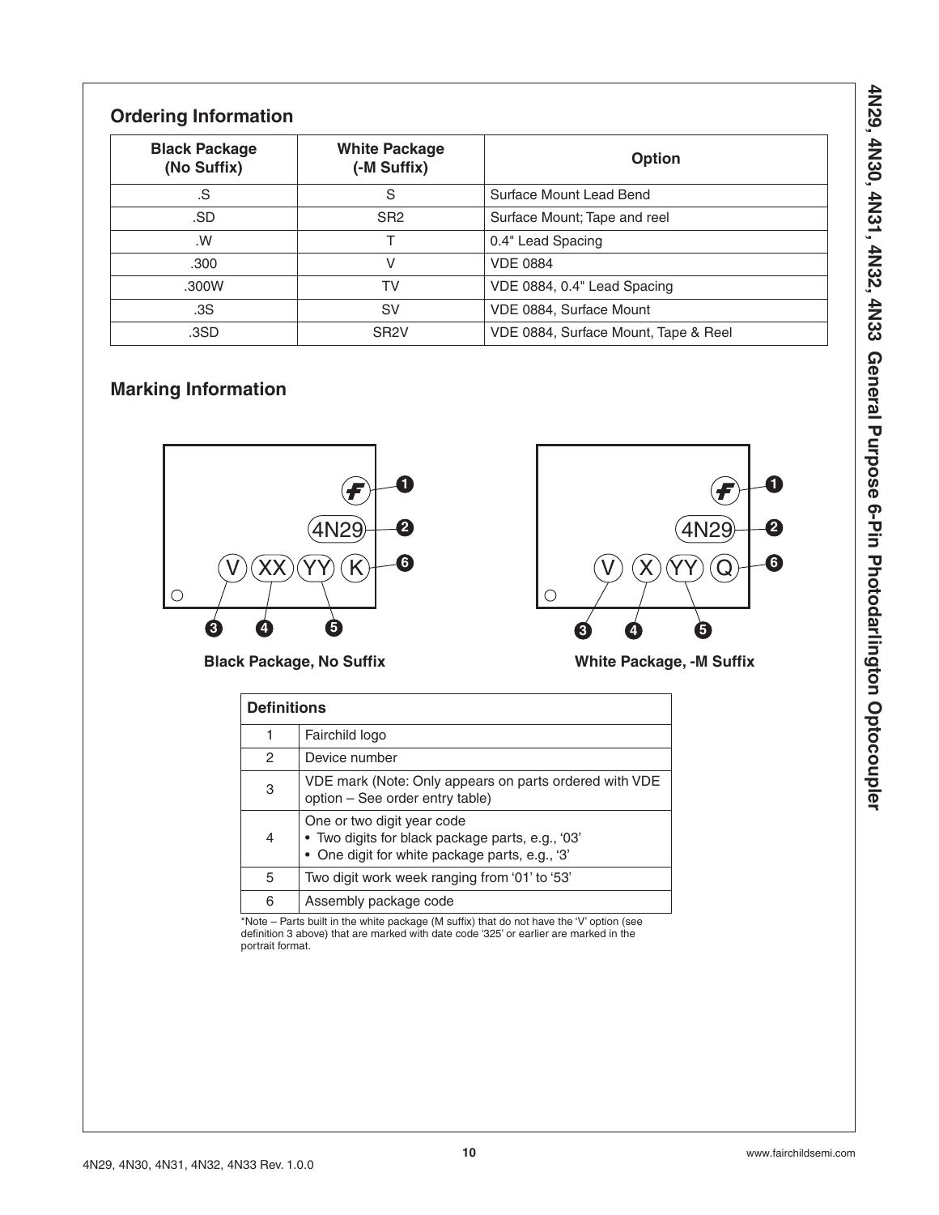## Ordering Information

| Black Package (No Suffix) | White Package (-M Suffix) | Option |
|---|---|---|
| .S | S | Surface Mount Lead Bend |
| .SD | SR2 | Surface Mount; Tape and reel |
| .W | T | 0.4" Lead Spacing |
| .300 | V | VDE 0884 |
| .300W | TV | VDE 0884, 0.4" Lead Spacing |
| .3S | SV | VDE 0884, Surface Mount |
| .3SD | SR2V | VDE 0884, Surface Mount, Tape & Reel |

## Marking Information

Black Package, No Suffix

White Package, -M Suffix

| Definitions | |
|---|---|
| 1 | Fairchild logo |
| 2 | Device number |
| 3 | VDE mark (Note: Only appears on parts ordered with VDE option – See order entry table) |
| 4 | One or two digit year code<br>• Two digits for black package parts, e.g., '03'<br>• One digit for white package parts, e.g., '3' |
| 5 | Two digit work week ranging from '01' to '53' |
| 6 | Assembly package code |

*Note – Parts built in the white package (M suffix) that do not have the 'V' option (see definition 3 above) that are marked with date code '325' or earlier are marked in the portrait format.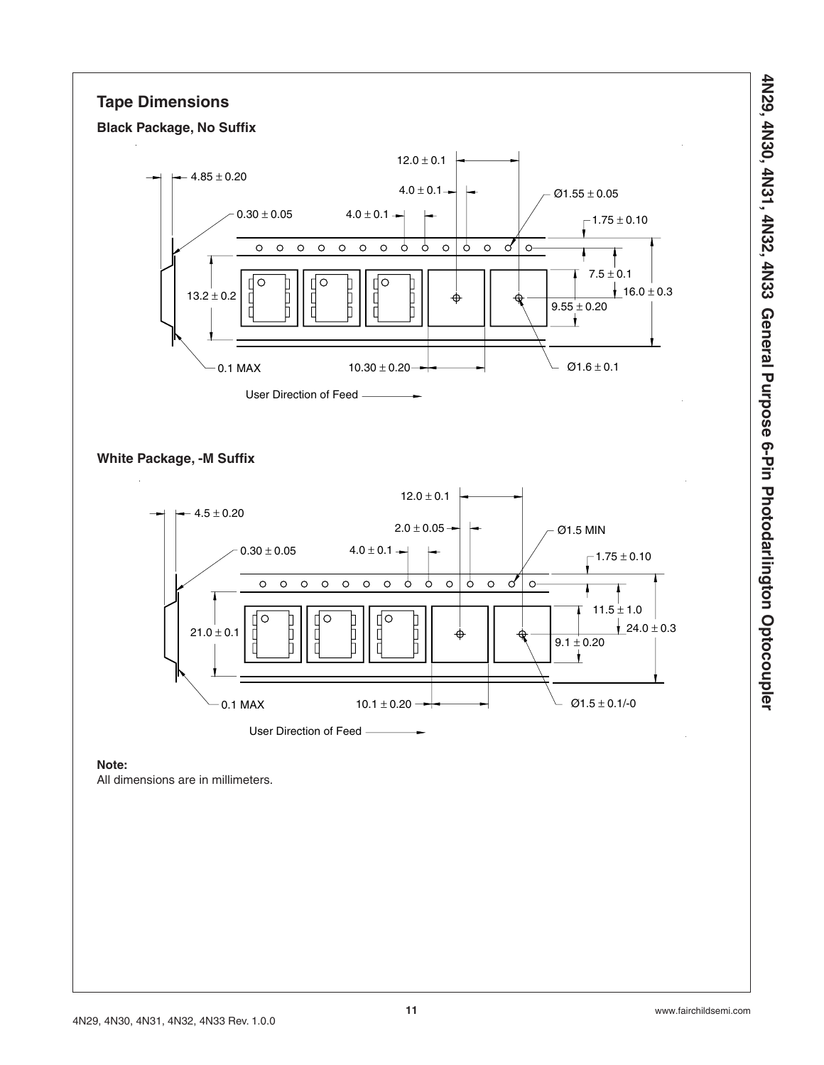## Tape Dimensions

### Black Package, No Suffix

12.0 ± 0.1

4.85 ± 0.20

4.0 ± 0.1

Ø1.55 ± 0.05

0.30 ± 0.05

4.0 ± 0.1

1.75 ± 0.10

7.5 ± 0.1

13.2 ± 0.2

16.0 ± 0.3

9.55 ± 0.20

0.1 MAX

10.30 ± 0.20

Ø1.6 ± 0.1

User Direction of Feed

### White Package, -M Suffix

12.0 ± 0.1

4.5 ± 0.20

2.0 ± 0.05

Ø1.5 MIN

0.30 ± 0.05

4.0 ± 0.1

1.75 ± 0.10

11.5 ± 1.0

21.0 ± 0.1

24.0 ± 0.3

9.1 ± 0.20

0.1 MAX

10.1 ± 0.20

Ø1.5 ± 0.1/-0

User Direction of Feed

**Note:**
All dimensions are in millimeters.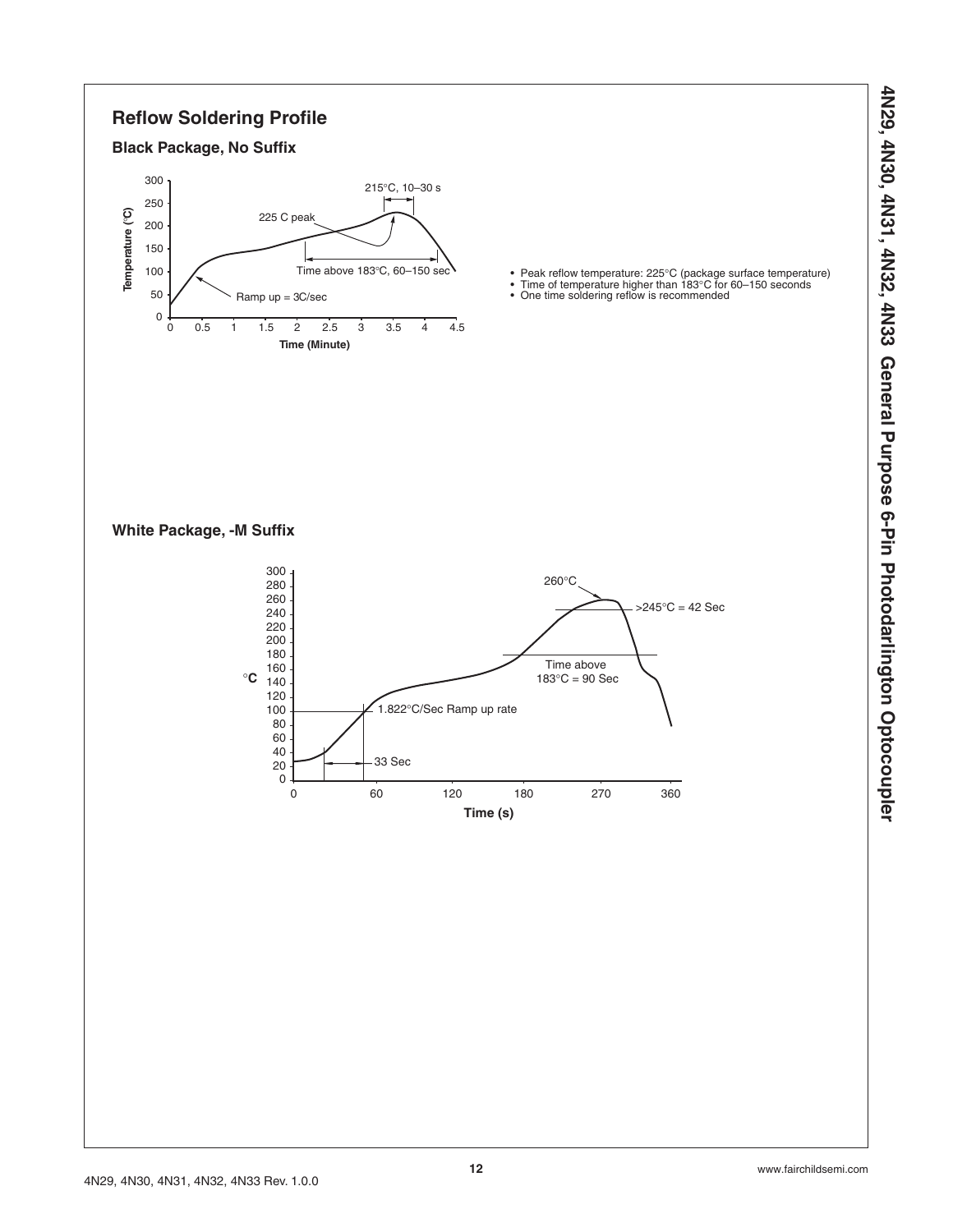## Reflow Soldering Profile

### Black Package, No Suffix

- Peak reflow temperature: 225°C (package surface temperature)
- Time of temperature higher than 183°C for 60–150 seconds
- One time soldering reflow is recommended

### White Package, -M Suffix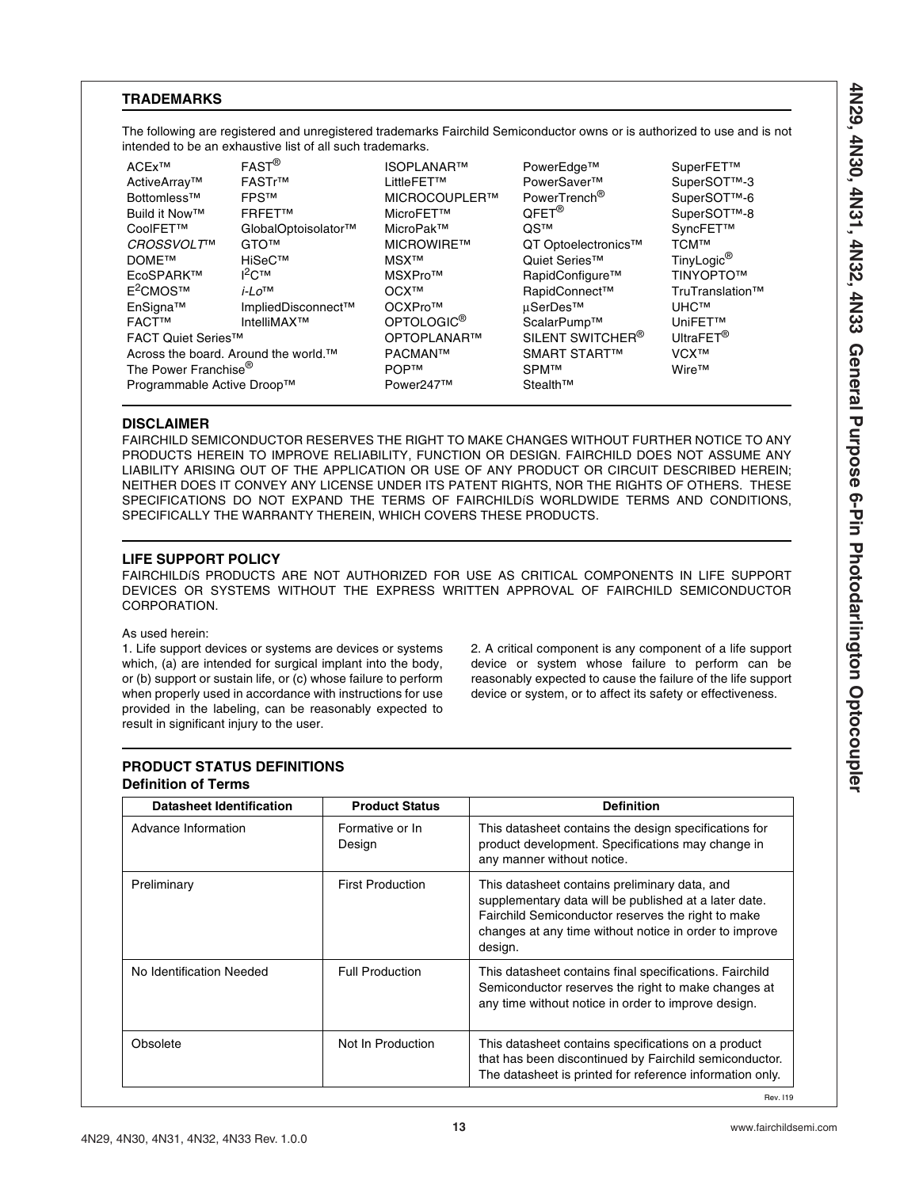## TRADEMARKS

The following are registered and unregistered trademarks Fairchild Semiconductor owns or is authorized to use and is not intended to be an exhaustive list of all such trademarks.

ACEx™
ActiveArray™
Bottomless™
Build it Now™
CoolFET™
*CROSSVOLT*™
DOME™
EcoSPARK™
$E^2$CMOS™
EnSigna™
FACT™
FACT Quiet Series™
Across the board. Around the world.™
The Power Franchise®
Programmable Active Droop™

FAST®
FASTr™
FPS™
FRFET™
GlobalOptoisolator™
GTO™
HiSeC™
$I^2$C™
*i-Lo*™
ImpliedDisconnect™
IntelliMAX™

ISOPLANAR™
LittleFET™
MICROCOUPLER™
MicroFET™
MicroPak™
MICROWIRE™
MSX™
MSXPro™
OCX™
OCXPro™
OPTOLOGIC®
OPTOPLANAR™
PACMAN™
POP™
Power247™

PowerEdge™
PowerSaver™
PowerTrench®
QFET®
QS™
QT Optoelectronics™
Quiet Series™
RapidConfigure™
RapidConnect™
µSerDes™
ScalarPump™
SILENT SWITCHER®
SMART START™
SPM™
Stealth™

SuperFET™
SuperSOT™-3
SuperSOT™-6
SuperSOT™-8
SyncFET™
TCM™
TinyLogic®
TINYOPTO™
TruTranslation™
UHC™
UniFET™
UltraFET®
VCX™
Wire™

## DISCLAIMER

FAIRCHILD SEMICONDUCTOR RESERVES THE RIGHT TO MAKE CHANGES WITHOUT FURTHER NOTICE TO ANY PRODUCTS HEREIN TO IMPROVE RELIABILITY, FUNCTION OR DESIGN. FAIRCHILD DOES NOT ASSUME ANY LIABILITY ARISING OUT OF THE APPLICATION OR USE OF ANY PRODUCT OR CIRCUIT DESCRIBED HEREIN; NEITHER DOES IT CONVEY ANY LICENSE UNDER ITS PATENT RIGHTS, NOR THE RIGHTS OF OTHERS. THESE SPECIFICATIONS DO NOT EXPAND THE TERMS OF FAIRCHILDíS WORLDWIDE TERMS AND CONDITIONS, SPECIFICALLY THE WARRANTY THEREIN, WHICH COVERS THESE PRODUCTS.

## LIFE SUPPORT POLICY

FAIRCHILDíS PRODUCTS ARE NOT AUTHORIZED FOR USE AS CRITICAL COMPONENTS IN LIFE SUPPORT DEVICES OR SYSTEMS WITHOUT THE EXPRESS WRITTEN APPROVAL OF FAIRCHILD SEMICONDUCTOR CORPORATION.

As used herein:

1. Life support devices or systems are devices or systems which, (a) are intended for surgical implant into the body, or (b) support or sustain life, or (c) whose failure to perform when properly used in accordance with instructions for use provided in the labeling, can be reasonably expected to result in significant injury to the user.

2. A critical component is any component of a life support device or system whose failure to perform can be reasonably expected to cause the failure of the life support device or system, or to affect its safety or effectiveness.

## PRODUCT STATUS DEFINITIONS

### Definition of Terms

| Datasheet Identification | Product Status | Definition |
|---|---|---|
| Advance Information | Formative or In Design | This datasheet contains the design specifications for product development. Specifications may change in any manner without notice. |
| Preliminary | First Production | This datasheet contains preliminary data, and supplementary data will be published at a later date. Fairchild Semiconductor reserves the right to make changes at any time without notice in order to improve design. |
| No Identification Needed | Full Production | This datasheet contains final specifications. Fairchild Semiconductor reserves the right to make changes at any time without notice in order to improve design. |
| Obsolete | Not In Production | This datasheet contains specifications on a product that has been discontinued by Fairchild semiconductor. The datasheet is printed for reference information only. |

Rev. I19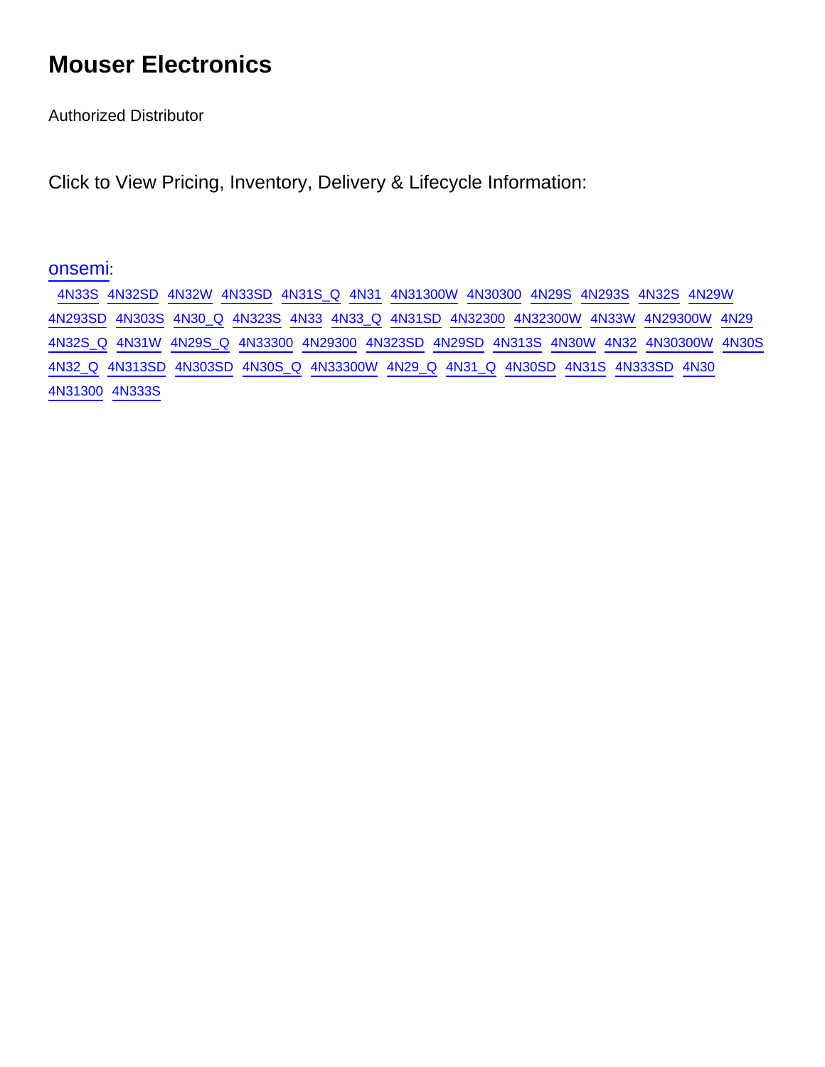# Mouser Electronics

Authorized Distributor

Click to View Pricing, Inventory, Delivery & Lifecycle Information:

onsemi:

4N33S 4N32SD 4N32W 4N33SD 4N31S_Q 4N31 4N31300W 4N30300 4N29S 4N293S 4N32S 4N29W 4N293SD 4N303S 4N30_Q 4N323S 4N33 4N33_Q 4N31SD 4N32300 4N32300W 4N33W 4N29300W 4N29 4N32S_Q 4N31W 4N29S_Q 4N33300 4N29300 4N323SD 4N29SD 4N313S 4N30W 4N32 4N30300W 4N30S 4N32_Q 4N313SD 4N303SD 4N30S_Q 4N33300W 4N29_Q 4N31_Q 4N30SD 4N31S 4N333SD 4N30 4N31300 4N333S